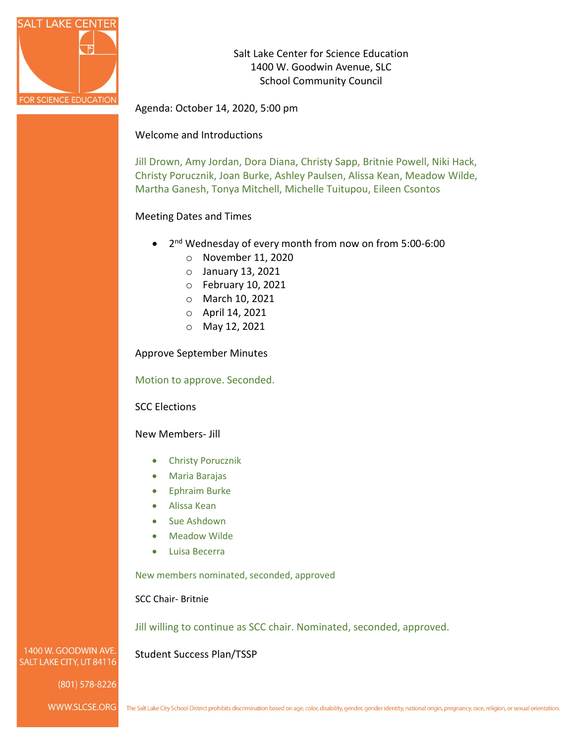Salt Lake Center for Science Education
1400 W. Goodwin Avenue, SLC
School Community Council

Agenda: October 14, 2020, 5:00 pm

Welcome and Introductions

Jill Drown, Amy Jordan, Dora Diana, Christy Sapp, Britnie Powell, Niki Hack, Christy Porucznik, Joan Burke, Ashley Paulsen, Alissa Kean, Meadow Wilde, Martha Ganesh, Tonya Mitchell, Michelle Tuitupou, Eileen Csontos

Meeting Dates and Times

- 2nd Wednesday of every month from now on from 5:00-6:00
  - November 11, 2020
  - January 13, 2021
  - February 10, 2021
  - March 10, 2021
  - April 14, 2021
  - May 12, 2021

Approve September Minutes

Motion to approve. Seconded.

SCC Elections

New Members- Jill

- Christy Porucznik
- Maria Barajas
- Ephraim Burke
- Alissa Kean
- Sue Ashdown
- Meadow Wilde
- Luisa Becerra

New members nominated, seconded, approved

SCC Chair- Britnie

Jill willing to continue as SCC chair. Nominated, seconded, approved.

Student Success Plan/TSSP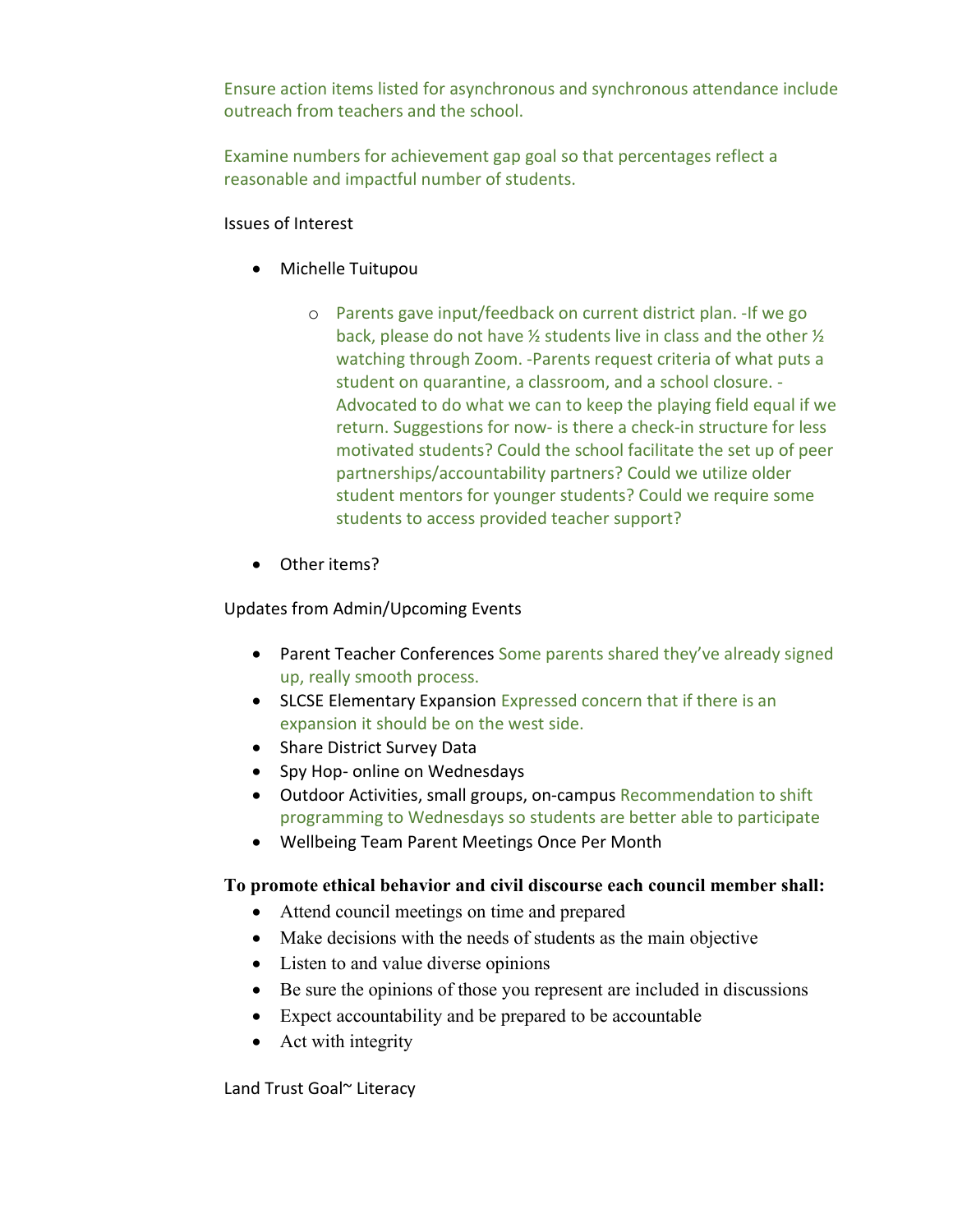Ensure action items listed for asynchronous and synchronous attendance include outreach from teachers and the school.

Examine numbers for achievement gap goal so that percentages reflect a reasonable and impactful number of students.

Issues of Interest

- Michelle Tuitupou
  - Parents gave input/feedback on current district plan. -If we go back, please do not have ½ students live in class and the other ½ watching through Zoom. -Parents request criteria of what puts a student on quarantine, a classroom, and a school closure. -Advocated to do what we can to keep the playing field equal if we return. Suggestions for now- is there a check-in structure for less motivated students? Could the school facilitate the set up of peer partnerships/accountability partners? Could we utilize older student mentors for younger students? Could we require some students to access provided teacher support?
- Other items?

Updates from Admin/Upcoming Events

- Parent Teacher Conferences Some parents shared they've already signed up, really smooth process.
- SLCSE Elementary Expansion Expressed concern that if there is an expansion it should be on the west side.
- Share District Survey Data
- Spy Hop- online on Wednesdays
- Outdoor Activities, small groups, on-campus Recommendation to shift programming to Wednesdays so students are better able to participate
- Wellbeing Team Parent Meetings Once Per Month

**To promote ethical behavior and civil discourse each council member shall:**

- Attend council meetings on time and prepared
- Make decisions with the needs of students as the main objective
- Listen to and value diverse opinions
- Be sure the opinions of those you represent are included in discussions
- Expect accountability and be prepared to be accountable
- Act with integrity

Land Trust Goal~ Literacy